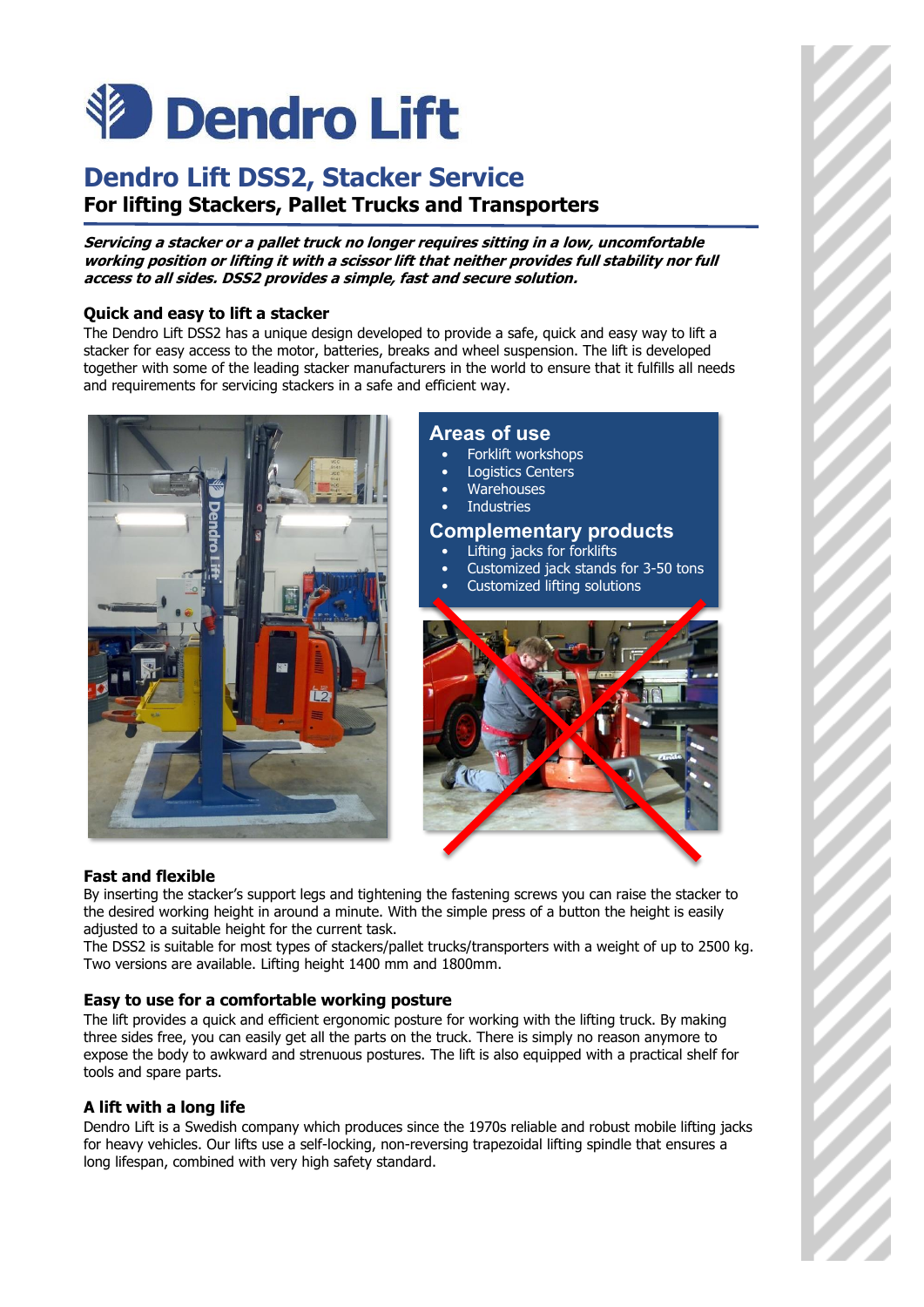# Dendro Lift

## Dendro Lift DSS2, Stacker Service

**For lifting Stackers, Pallet Trucks and Transporters**

***Servicing a stacker or a pallet truck no longer requires sitting in a low, uncomfortable working position or lifting it with a scissor lift that neither provides full stability nor full access to all sides. DSS2 provides a simple, fast and secure solution.***

### Quick and easy to lift a stacker

The Dendro Lift DSS2 has a unique design developed to provide a safe, quick and easy way to lift a stacker for easy access to the motor, batteries, breaks and wheel suspension. The lift is developed together with some of the leading stacker manufacturers in the world to ensure that it fulfills all needs and requirements for servicing stackers in a safe and efficient way.

### Areas of use

- Forklift workshops
- Logistics Centers
- Warehouses
- Industries

### Complementary products

- Lifting jacks for forklifts
- Customized jack stands for 3-50 tons
- Customized lifting solutions

### Fast and flexible

By inserting the stacker's support legs and tightening the fastening screws you can raise the stacker to the desired working height in around a minute. With the simple press of a button the height is easily adjusted to a suitable height for the current task.

The DSS2 is suitable for most types of stackers/pallet trucks/transporters with a weight of up to 2500 kg. Two versions are available. Lifting height 1400 mm and 1800mm.

### Easy to use for a comfortable working posture

The lift provides a quick and efficient ergonomic posture for working with the lifting truck. By making three sides free, you can easily get all the parts on the truck. There is simply no reason anymore to expose the body to awkward and strenuous postures. The lift is also equipped with a practical shelf for tools and spare parts.

### A lift with a long life

Dendro Lift is a Swedish company which produces since the 1970s reliable and robust mobile lifting jacks for heavy vehicles. Our lifts use a self-locking, non-reversing trapezoidal lifting spindle that ensures a long lifespan, combined with very high safety standard.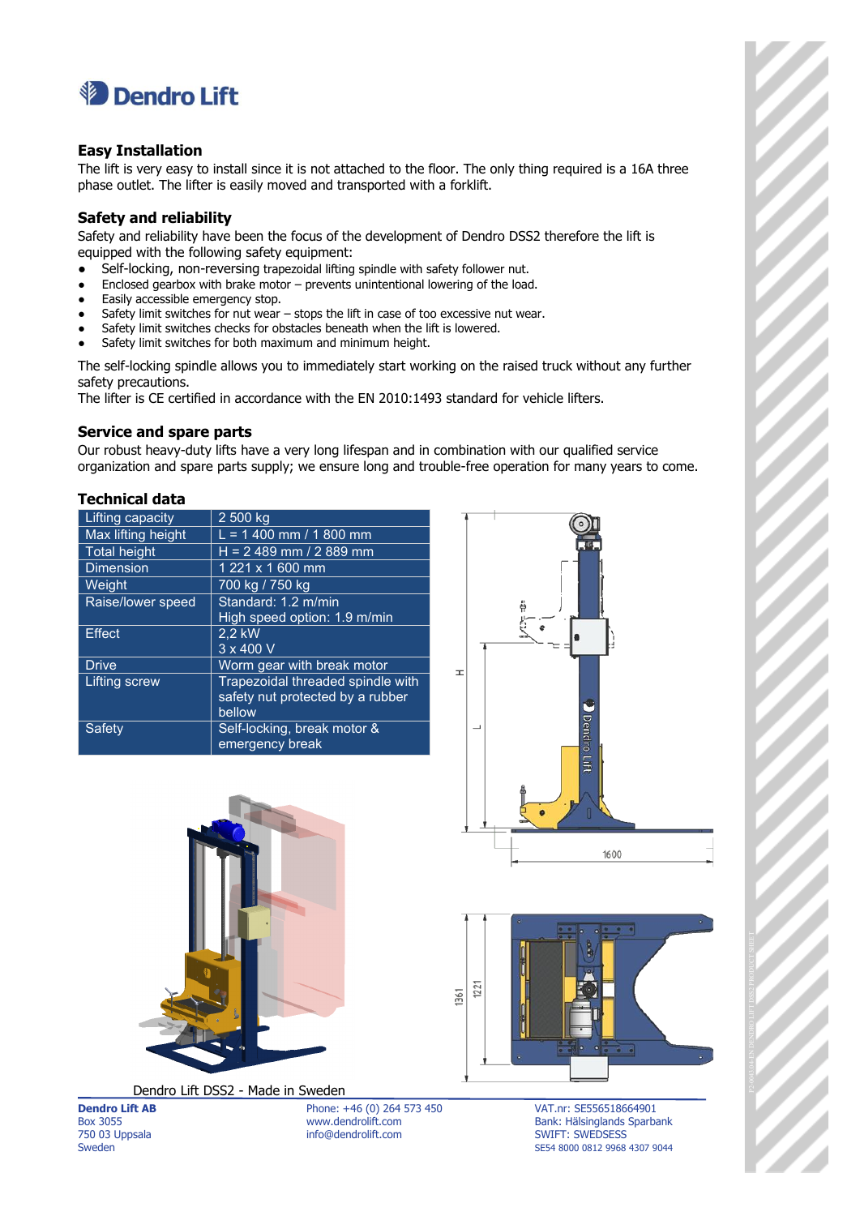# Dendro Lift

## Easy Installation

The lift is very easy to install since it is not attached to the floor. The only thing required is a 16A three phase outlet. The lifter is easily moved and transported with a forklift.

## Safety and reliability

Safety and reliability have been the focus of the development of Dendro DSS2 therefore the lift is equipped with the following safety equipment:

- Self-locking, non-reversing trapezoidal lifting spindle with safety follower nut.
- Enclosed gearbox with brake motor – prevents unintentional lowering of the load.
- Easily accessible emergency stop.
- Safety limit switches for nut wear – stops the lift in case of too excessive nut wear.
- Safety limit switches checks for obstacles beneath when the lift is lowered.
- Safety limit switches for both maximum and minimum height.

The self-locking spindle allows you to immediately start working on the raised truck without any further safety precautions.
The lifter is CE certified in accordance with the EN 2010:1493 standard for vehicle lifters.

## Service and spare parts

Our robust heavy-duty lifts have a very long lifespan and in combination with our qualified service organization and spare parts supply; we ensure long and trouble-free operation for many years to come.

## Technical data

| | |
|---|---|
| Lifting capacity | 2 500 kg |
| Max lifting height | L = 1 400 mm / 1 800 mm |
| Total height | H = 2 489 mm / 2 889 mm |
| Dimension | 1 221 x 1 600 mm |
| Weight | 700 kg / 750 kg |
| Raise/lower speed | Standard: 1.2 m/min<br>High speed option: 1.9 m/min |
| Effect | 2,2 kW<br>3 x 400 V |
| Drive | Worm gear with break motor |
| Lifting screw | Trapezoidal threaded spindle with safety nut protected by a rubber bellow |
| Safety | Self-locking, break motor & emergency break |

H

L

1600

1361

1221

Dendro Lift DSS2 - Made in Sweden

**Dendro Lift AB**
Box 3055
750 03 Uppsala
Sweden

Phone: +46 (0) 264 573 450
www.dendrolift.com
info@dendrolift.com

VAT.nr: SE556518664901
Bank: Hälsinglands Sparbank
SWIFT: SWEDSESS
SE54 8000 0812 9968 4307 9044